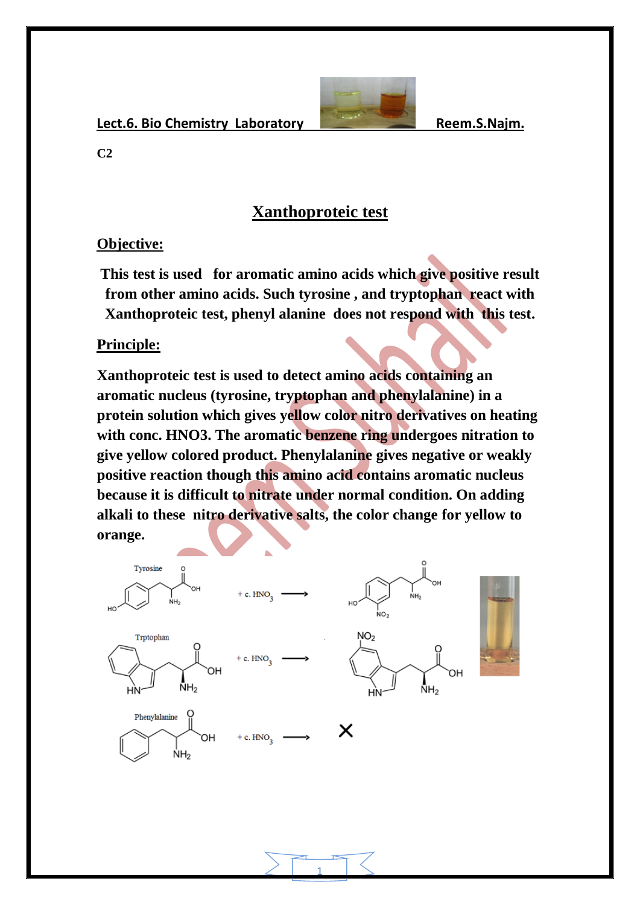Lect.6. Bio Chemistry Laboratory Reem.S.Najm.

**C2**

# Xanthoproteic test

## Objective:

**This test is used for aromatic amino acids which give positive result from other amino acids. Such tyrosine , and tryptophan react with Xanthoproteic test, phenyl alanine does not respond with this test.**

## Principle:

**Xanthoproteic test is used to detect amino acids containing an aromatic nucleus (tyrosine, tryptophan and phenylalanine) in a protein solution which gives yellow color nitro derivatives on heating with conc. HNO3. The aromatic benzene ring undergoes nitration to give yellow colored product. Phenylalanine gives negative or weakly positive reaction though this amino acid contains aromatic nucleus because it is difficult to nitrate under normal condition. On adding alkali to these nitro derivative salts, the color change for yellow to orange.**

Tyrosine + c. $HNO_3$ →

Trptophan + c. $HNO_3$ →

Phenylalanine + c. $HNO_3$ → ×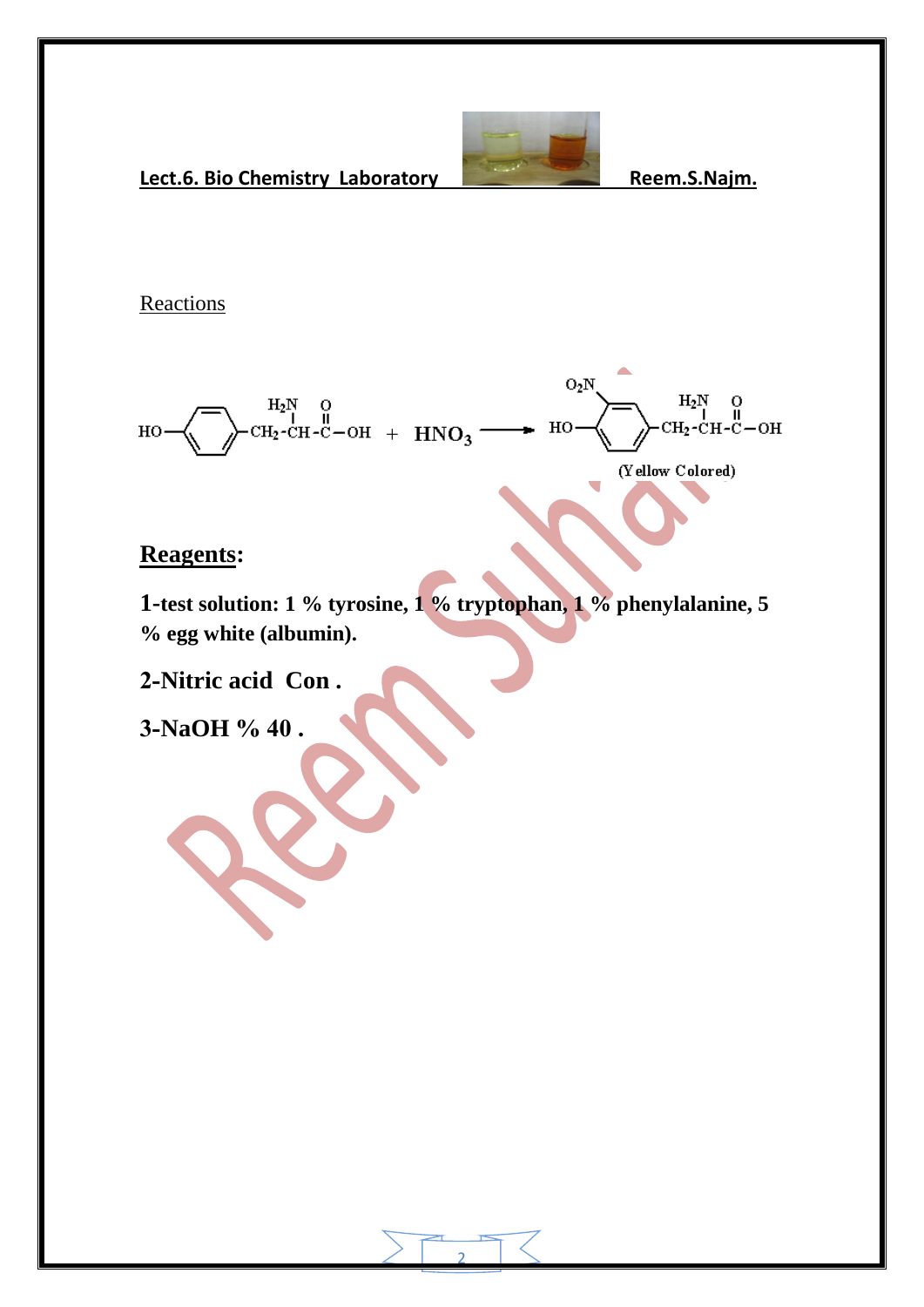Reactions

$$HO-C_6H_4-CH_2-CH(NH_2)-COOH + HNO_3 \longrightarrow HO-C_6H_3(NO_2)-CH_2-CH(NH_2)-COOH$$

(Yellow Colored)

## Reagents:

**1-test solution: 1 % tyrosine, 1 % tryptophan, 1 % phenylalanine, 5 % egg white (albumin).**

**2-Nitric acid Con .**

**3-NaOH % 40 .**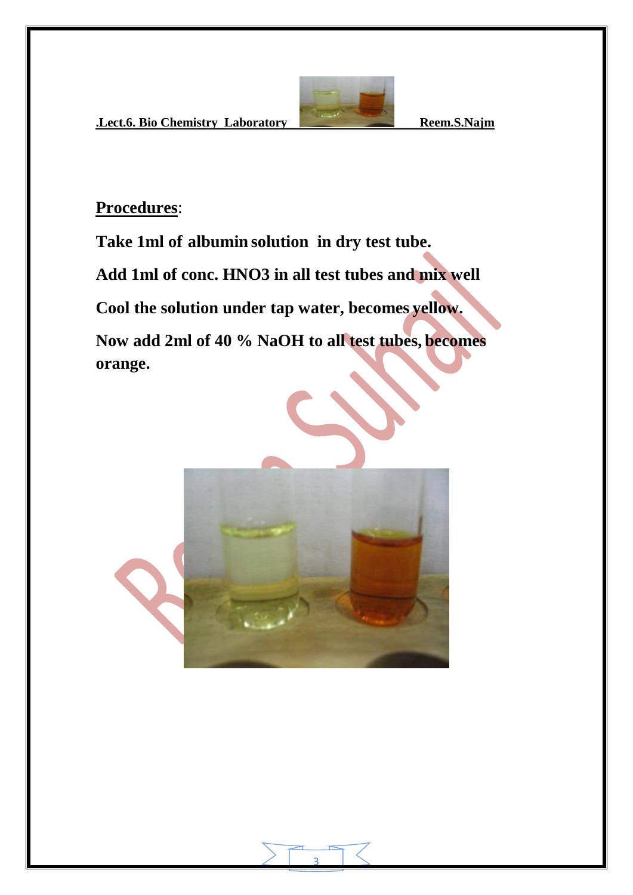**Procedures**:

**Take 1ml of albumin solution in dry test tube.**

**Add 1ml of conc. $HNO_3$ in all test tubes and mix well**

**Cool the solution under tap water, becomes yellow.**

**Now add 2ml of 40 % NaOH to all test tubes, becomes orange.**